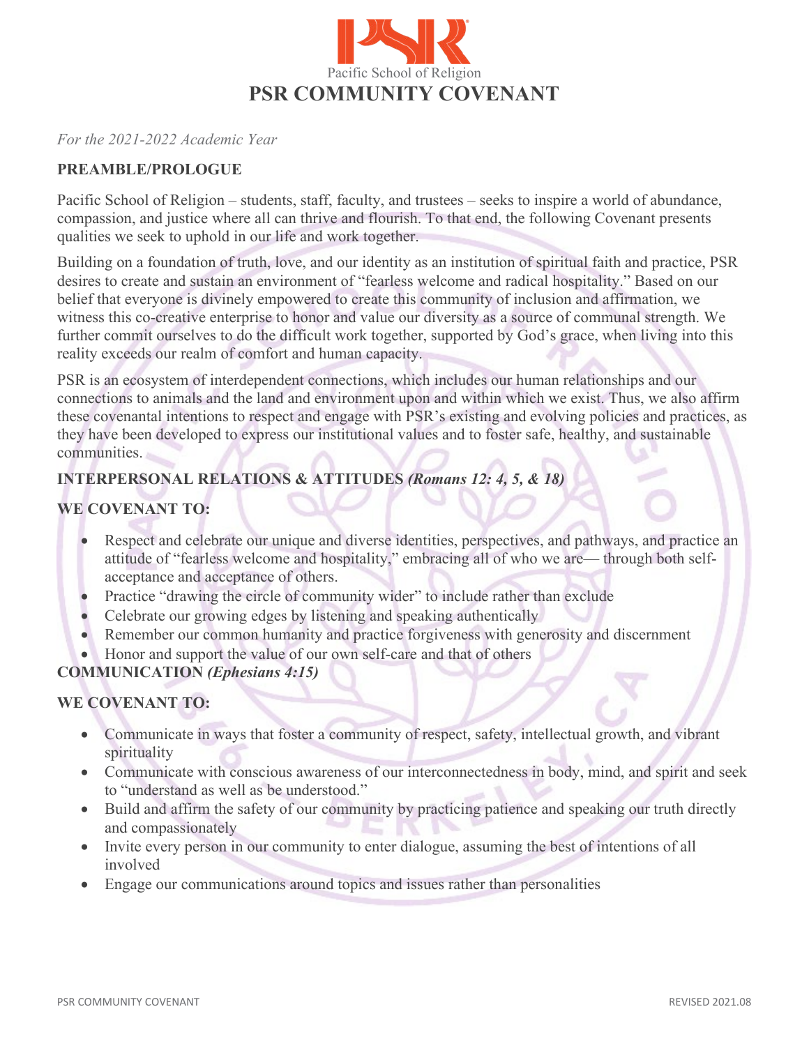Pacific School of Religion

# PSR COMMUNITY COVENANT

*For the 2021-2022 Academic Year*

## PREAMBLE/PROLOGUE

Pacific School of Religion – students, staff, faculty, and trustees – seeks to inspire a world of abundance, compassion, and justice where all can thrive and flourish. To that end, the following Covenant presents qualities we seek to uphold in our life and work together.

Building on a foundation of truth, love, and our identity as an institution of spiritual faith and practice, PSR desires to create and sustain an environment of "fearless welcome and radical hospitality." Based on our belief that everyone is divinely empowered to create this community of inclusion and affirmation, we witness this co-creative enterprise to honor and value our diversity as a source of communal strength. We further commit ourselves to do the difficult work together, supported by God's grace, when living into this reality exceeds our realm of comfort and human capacity.

PSR is an ecosystem of interdependent connections, which includes our human relationships and our connections to animals and the land and environment upon and within which we exist. Thus, we also affirm these covenantal intentions to respect and engage with PSR's existing and evolving policies and practices, as they have been developed to express our institutional values and to foster safe, healthy, and sustainable communities.

## INTERPERSONAL RELATIONS & ATTITUDES *(Romans 12: 4, 5, & 18)*

### WE COVENANT TO:

- Respect and celebrate our unique and diverse identities, perspectives, and pathways, and practice an attitude of "fearless welcome and hospitality," embracing all of who we are— through both self-acceptance and acceptance of others.
- Practice "drawing the circle of community wider" to include rather than exclude
- Celebrate our growing edges by listening and speaking authentically
- Remember our common humanity and practice forgiveness with generosity and discernment
- Honor and support the value of our own self-care and that of others

## COMMUNICATION *(Ephesians 4:15)*

### WE COVENANT TO:

- Communicate in ways that foster a community of respect, safety, intellectual growth, and vibrant spirituality
- Communicate with conscious awareness of our interconnectedness in body, mind, and spirit and seek to "understand as well as be understood."
- Build and affirm the safety of our community by practicing patience and speaking our truth directly and compassionately
- Invite every person in our community to enter dialogue, assuming the best of intentions of all involved
- Engage our communications around topics and issues rather than personalities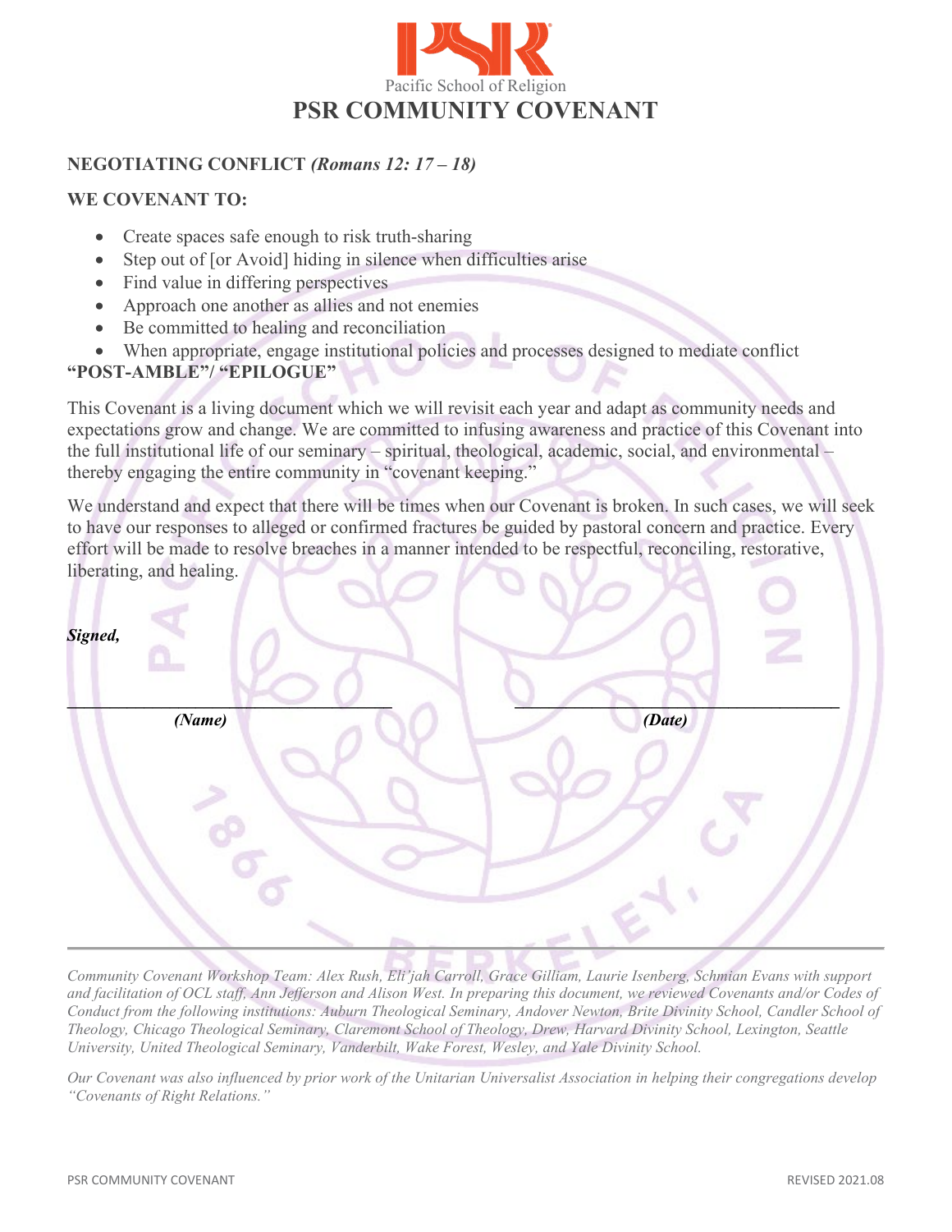# PSR COMMUNITY COVENANT

**NEGOTIATING CONFLICT** ***(Romans 12: 17 – 18)***

**WE COVENANT TO:**

- Create spaces safe enough to risk truth-sharing
- Step out of [or Avoid] hiding in silence when difficulties arise
- Find value in differing perspectives
- Approach one another as allies and not enemies
- Be committed to healing and reconciliation
- When appropriate, engage institutional policies and processes designed to mediate conflict

**"POST-AMBLE"/ "EPILOGUE"**

This Covenant is a living document which we will revisit each year and adapt as community needs and expectations grow and change. We are committed to infusing awareness and practice of this Covenant into the full institutional life of our seminary – spiritual, theological, academic, social, and environmental – thereby engaging the entire community in "covenant keeping."

We understand and expect that there will be times when our Covenant is broken. In such cases, we will seek to have our responses to alleged or confirmed fractures be guided by pastoral concern and practice. Every effort will be made to resolve breaches in a manner intended to be respectful, reconciling, restorative, liberating, and healing.

***Signed,***

_______________________________________ ***(Name)***

_______________________________________ ***(Date)***

---

*Community Covenant Workshop Team: Alex Rush, Eli'jah Carroll, Grace Gilliam, Laurie Isenberg, Schmian Evans with support and facilitation of OCL staff, Ann Jefferson and Alison West. In preparing this document, we reviewed Covenants and/or Codes of Conduct from the following institutions: Auburn Theological Seminary, Andover Newton, Brite Divinity School, Candler School of Theology, Chicago Theological Seminary, Claremont School of Theology, Drew, Harvard Divinity School, Lexington, Seattle University, United Theological Seminary, Vanderbilt, Wake Forest, Wesley, and Yale Divinity School.*

*Our Covenant was also influenced by prior work of the Unitarian Universalist Association in helping their congregations develop "Covenants of Right Relations."*

REVISED 2021.08